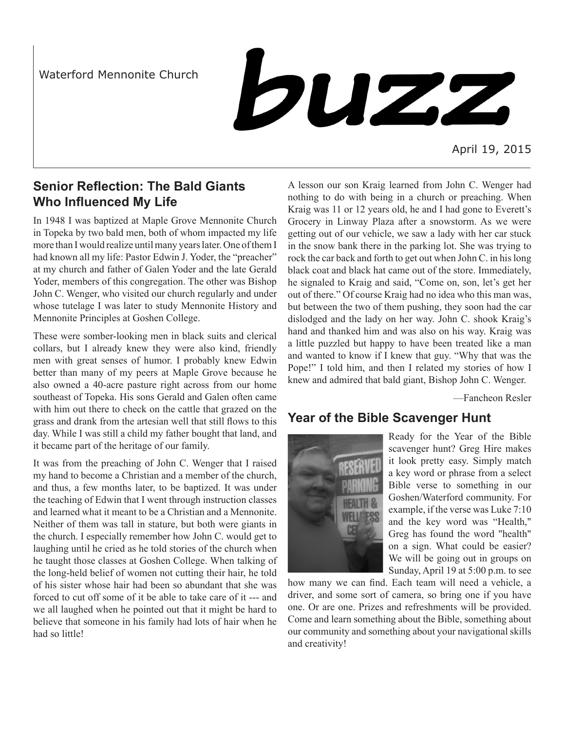Waterford Mennonite Church

# buzz

April 19, 2015

## Senior Reflection: The Bald Giants Who Influenced My Life

In 1948 I was baptized at Maple Grove Mennonite Church in Topeka by two bald men, both of whom impacted my life more than I would realize until many years later. One of them I had known all my life: Pastor Edwin J. Yoder, the "preacher" at my church and father of Galen Yoder and the late Gerald Yoder, members of this congregation. The other was Bishop John C. Wenger, who visited our church regularly and under whose tutelage I was later to study Mennonite History and Mennonite Principles at Goshen College.

These were somber-looking men in black suits and clerical collars, but I already knew they were also kind, friendly men with great senses of humor. I probably knew Edwin better than many of my peers at Maple Grove because he also owned a 40-acre pasture right across from our home southeast of Topeka. His sons Gerald and Galen often came with him out there to check on the cattle that grazed on the grass and drank from the artesian well that still flows to this day. While I was still a child my father bought that land, and it became part of the heritage of our family.

It was from the preaching of John C. Wenger that I raised my hand to become a Christian and a member of the church, and thus, a few months later, to be baptized. It was under the teaching of Edwin that I went through instruction classes and learned what it meant to be a Christian and a Mennonite. Neither of them was tall in stature, but both were giants in the church. I especially remember how John C. would get to laughing until he cried as he told stories of the church when he taught those classes at Goshen College. When talking of the long-held belief of women not cutting their hair, he told of his sister whose hair had been so abundant that she was forced to cut off some of it be able to take care of it --- and we all laughed when he pointed out that it might be hard to believe that someone in his family had lots of hair when he had so little!

A lesson our son Kraig learned from John C. Wenger had nothing to do with being in a church or preaching. When Kraig was 11 or 12 years old, he and I had gone to Everett's Grocery in Linway Plaza after a snowstorm. As we were getting out of our vehicle, we saw a lady with her car stuck in the snow bank there in the parking lot. She was trying to rock the car back and forth to get out when John C. in his long black coat and black hat came out of the store. Immediately, he signaled to Kraig and said, "Come on, son, let's get her out of there." Of course Kraig had no idea who this man was, but between the two of them pushing, they soon had the car dislodged and the lady on her way. John C. shook Kraig's hand and thanked him and was also on his way. Kraig was a little puzzled but happy to have been treated like a man and wanted to know if I knew that guy. "Why that was the Pope!" I told him, and then I related my stories of how I knew and admired that bald giant, Bishop John C. Wenger.

—Fancheon Resler

## Year of the Bible Scavenger Hunt

Ready for the Year of the Bible scavenger hunt? Greg Hire makes it look pretty easy. Simply match a key word or phrase from a select Bible verse to something in our Goshen/Waterford community. For example, if the verse was Luke 7:10 and the key word was "Health," Greg has found the word "health" on a sign. What could be easier? We will be going out in groups on Sunday, April 19 at 5:00 p.m. to see how many we can find. Each team will need a vehicle, a driver, and some sort of camera, so bring one if you have one. Or are one. Prizes and refreshments will be provided. Come and learn something about the Bible, something about our community and something about your navigational skills and creativity!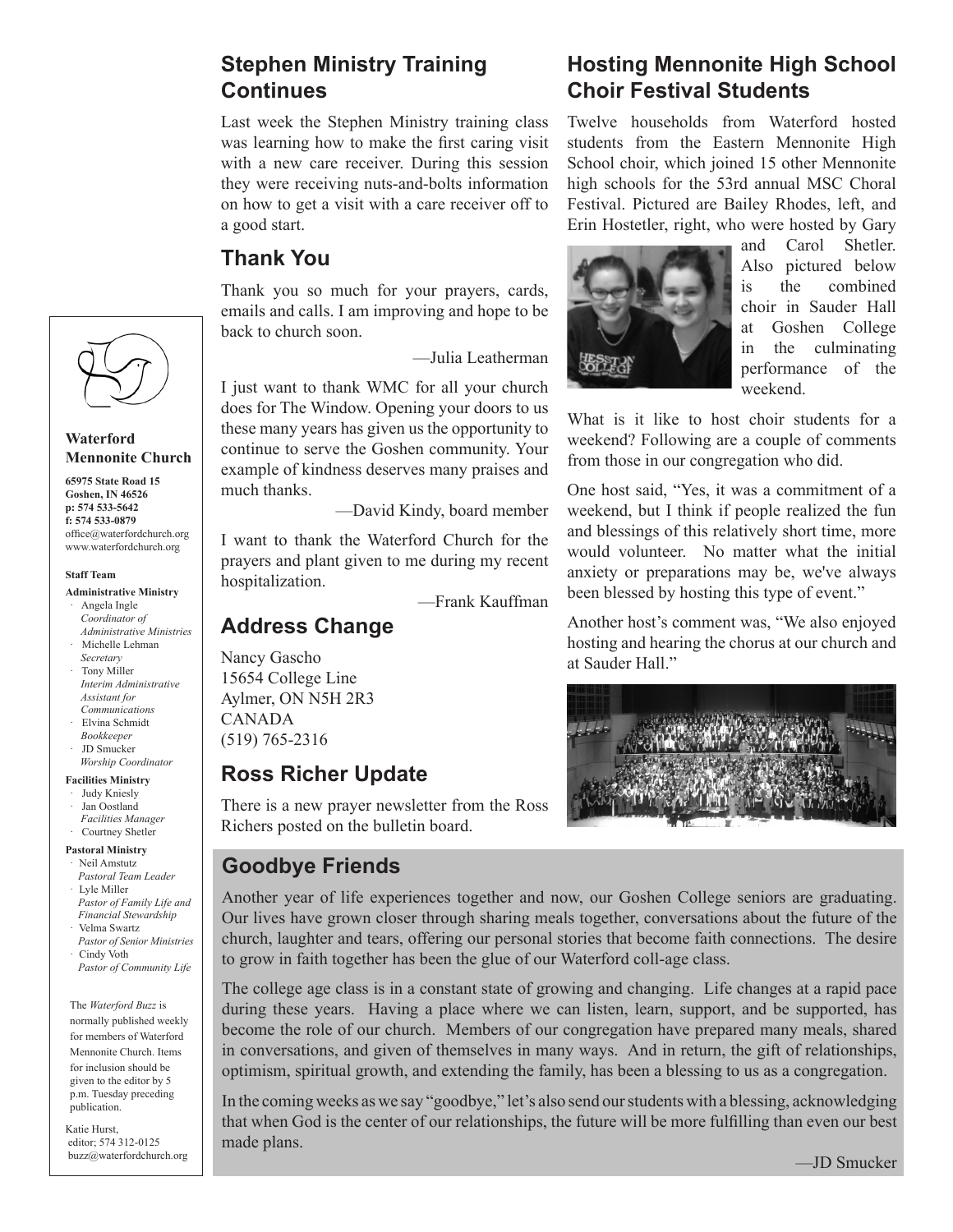## Stephen Ministry Training Continues

Last week the Stephen Ministry training class was learning how to make the first caring visit with a new care receiver. During this session they were receiving nuts-and-bolts information on how to get a visit with a care receiver off to a good start.

## Thank You

Thank you so much for your prayers, cards, emails and calls. I am improving and hope to be back to church soon.

—Julia Leatherman

I just want to thank WMC for all your church does for The Window. Opening your doors to us these many years has given us the opportunity to continue to serve the Goshen community. Your example of kindness deserves many praises and much thanks.

—David Kindy, board member

I want to thank the Waterford Church for the prayers and plant given to me during my recent hospitalization.

—Frank Kauffman

## Address Change

Nancy Gascho
15654 College Line
Aylmer, ON N5H 2R3
CANADA
(519) 765-2316

## Ross Richer Update

There is a new prayer newsletter from the Ross Richers posted on the bulletin board.

## Hosting Mennonite High School Choir Festival Students

Twelve households from Waterford hosted students from the Eastern Mennonite High School choir, which joined 15 other Mennonite high schools for the 53rd annual MSC Choral Festival. Pictured are Bailey Rhodes, left, and Erin Hostetler, right, who were hosted by Gary and Carol Shetler. Also pictured below is the combined choir in Sauder Hall at Goshen College in the culminating performance of the weekend.

What is it like to host choir students for a weekend? Following are a couple of comments from those in our congregation who did.

One host said, "Yes, it was a commitment of a weekend, but I think if people realized the fun and blessings of this relatively short time, more would volunteer. No matter what the initial anxiety or preparations may be, we've always been blessed by hosting this type of event."

Another host's comment was, "We also enjoyed hosting and hearing the chorus at our church and at Sauder Hall."

## Goodbye Friends

Another year of life experiences together and now, our Goshen College seniors are graduating. Our lives have grown closer through sharing meals together, conversations about the future of the church, laughter and tears, offering our personal stories that become faith connections. The desire to grow in faith together has been the glue of our Waterford coll-age class.

The college age class is in a constant state of growing and changing. Life changes at a rapid pace during these years. Having a place where we can listen, learn, support, and be supported, has become the role of our church. Members of our congregation have prepared many meals, shared in conversations, and given of themselves in many ways. And in return, the gift of relationships, optimism, spiritual growth, and extending the family, has been a blessing to us as a congregation.

In the coming weeks as we say "goodbye," let's also send our students with a blessing, acknowledging that when God is the center of our relationships, the future will be more fulfilling than even our best made plans.

—JD Smucker

---

**Waterford Mennonite Church**

**65975 State Road 15**
**Goshen, IN 46526**
**p: 574 533-5642**
**f: 574 533-0879**
office@waterfordchurch.org
www.waterfordchurch.org

**Staff Team**

**Administrative Ministry**
- Angela Ingle
  *Coordinator of Administrative Ministries*
- Michelle Lehman
  *Secretary*
- Tony Miller
  *Interim Administrative Assistant for Communications*
- Elvina Schmidt
  *Bookkeeper*
- JD Smucker
  *Worship Coordinator*

**Facilities Ministry**
- Judy Kniesly
- Jan Oostland
  *Facilities Manager*
- Courtney Shetler

**Pastoral Ministry**
- Neil Amstutz
  *Pastoral Team Leader*
- Lyle Miller
  *Pastor of Family Life and Financial Stewardship*
- Velma Swartz
  *Pastor of Senior Ministries*
- Cindy Voth
  *Pastor of Community Life*

The *Waterford Buzz* is normally published weekly for members of Waterford Mennonite Church. Items for inclusion should be given to the editor by 5 p.m. Tuesday preceding publication.

Katie Hurst, editor; 574 312-0125
buzz@waterfordchurch.org